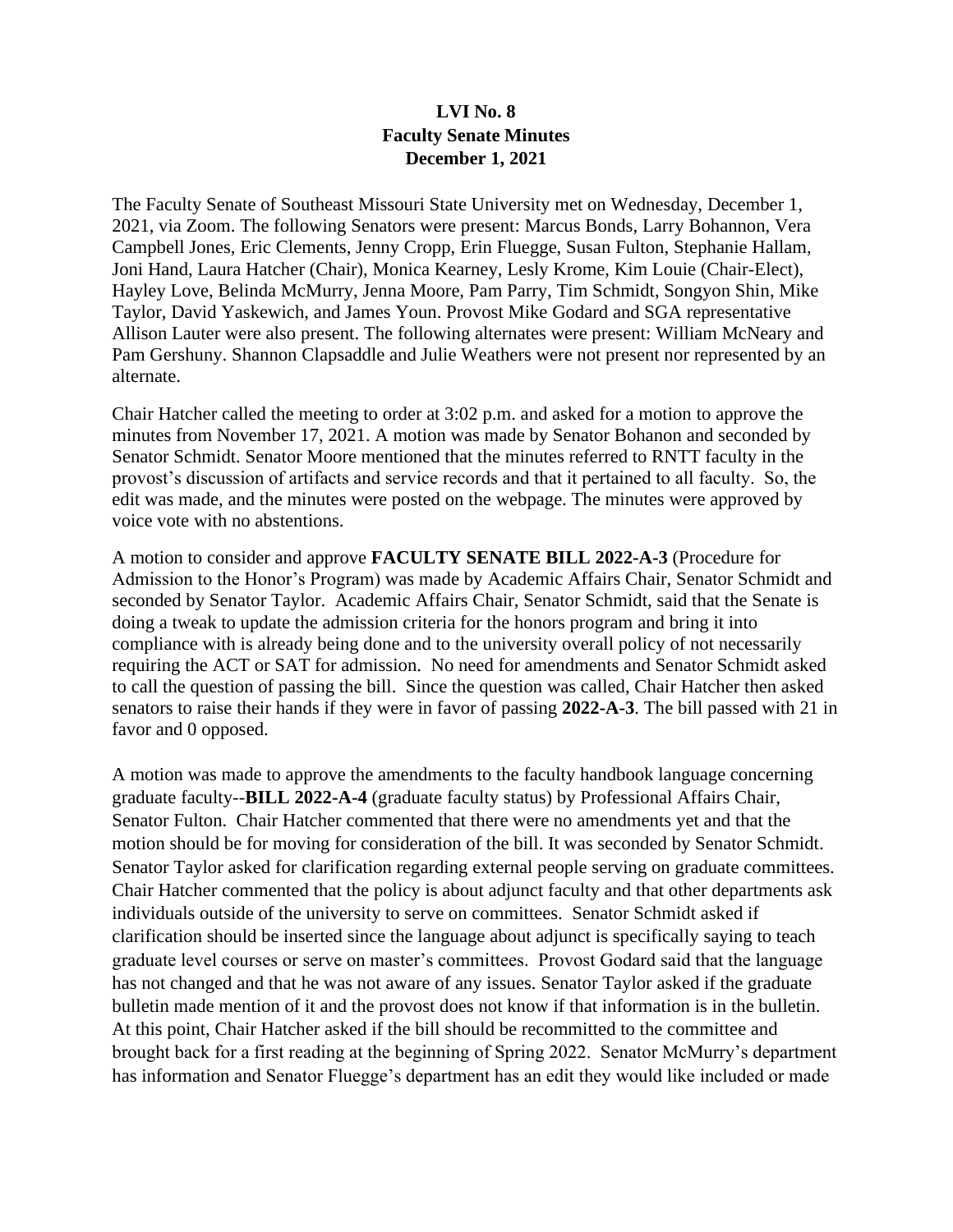**LVI No. 8**
**Faculty Senate Minutes**
**December 1, 2021**

The Faculty Senate of Southeast Missouri State University met on Wednesday, December 1, 2021, via Zoom. The following Senators were present: Marcus Bonds, Larry Bohannon, Vera Campbell Jones, Eric Clements, Jenny Cropp, Erin Fluegge, Susan Fulton, Stephanie Hallam, Joni Hand, Laura Hatcher (Chair), Monica Kearney, Lesly Krome, Kim Louie (Chair-Elect), Hayley Love, Belinda McMurry, Jenna Moore, Pam Parry, Tim Schmidt, Songyon Shin, Mike Taylor, David Yaskewich, and James Youn. Provost Mike Godard and SGA representative Allison Lauter were also present. The following alternates were present: William McNeary and Pam Gershuny. Shannon Clapsaddle and Julie Weathers were not present nor represented by an alternate.

Chair Hatcher called the meeting to order at 3:02 p.m. and asked for a motion to approve the minutes from November 17, 2021. A motion was made by Senator Bohanon and seconded by Senator Schmidt. Senator Moore mentioned that the minutes referred to RNTT faculty in the provost's discussion of artifacts and service records and that it pertained to all faculty. So, the edit was made, and the minutes were posted on the webpage. The minutes were approved by voice vote with no abstentions.

A motion to consider and approve **FACULTY SENATE BILL 2022-A-3** (Procedure for Admission to the Honor's Program) was made by Academic Affairs Chair, Senator Schmidt and seconded by Senator Taylor. Academic Affairs Chair, Senator Schmidt, said that the Senate is doing a tweak to update the admission criteria for the honors program and bring it into compliance with is already being done and to the university overall policy of not necessarily requiring the ACT or SAT for admission. No need for amendments and Senator Schmidt asked to call the question of passing the bill. Since the question was called, Chair Hatcher then asked senators to raise their hands if they were in favor of passing **2022-A-3**. The bill passed with 21 in favor and 0 opposed.

A motion was made to approve the amendments to the faculty handbook language concerning graduate faculty--**BILL 2022-A-4** (graduate faculty status) by Professional Affairs Chair, Senator Fulton. Chair Hatcher commented that there were no amendments yet and that the motion should be for moving for consideration of the bill. It was seconded by Senator Schmidt. Senator Taylor asked for clarification regarding external people serving on graduate committees. Chair Hatcher commented that the policy is about adjunct faculty and that other departments ask individuals outside of the university to serve on committees. Senator Schmidt asked if clarification should be inserted since the language about adjunct is specifically saying to teach graduate level courses or serve on master's committees. Provost Godard said that the language has not changed and that he was not aware of any issues. Senator Taylor asked if the graduate bulletin made mention of it and the provost does not know if that information is in the bulletin. At this point, Chair Hatcher asked if the bill should be recommitted to the committee and brought back for a first reading at the beginning of Spring 2022. Senator McMurry's department has information and Senator Fluegge's department has an edit they would like included or made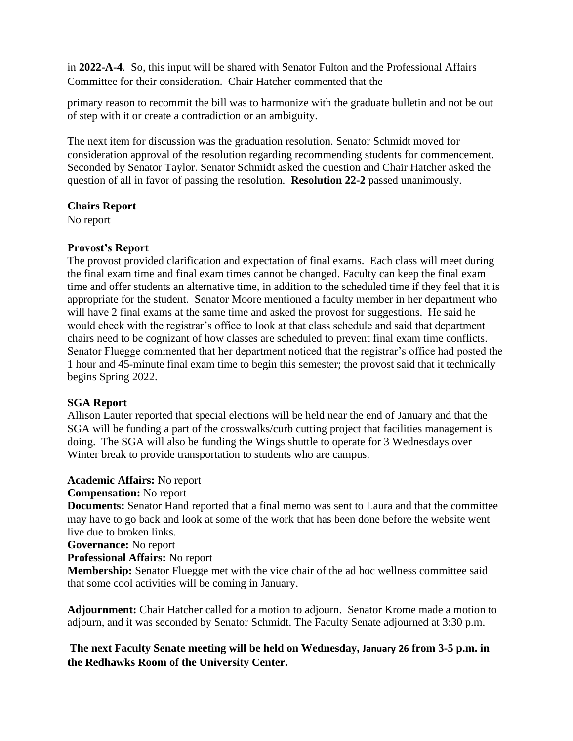in **2022-A-4**. So, this input will be shared with Senator Fulton and the Professional Affairs Committee for their consideration. Chair Hatcher commented that the

primary reason to recommit the bill was to harmonize with the graduate bulletin and not be out of step with it or create a contradiction or an ambiguity.

The next item for discussion was the graduation resolution. Senator Schmidt moved for consideration approval of the resolution regarding recommending students for commencement. Seconded by Senator Taylor. Senator Schmidt asked the question and Chair Hatcher asked the question of all in favor of passing the resolution. **Resolution 22-2** passed unanimously.

**Chairs Report**
No report

**Provost's Report**
The provost provided clarification and expectation of final exams. Each class will meet during the final exam time and final exam times cannot be changed. Faculty can keep the final exam time and offer students an alternative time, in addition to the scheduled time if they feel that it is appropriate for the student. Senator Moore mentioned a faculty member in her department who will have 2 final exams at the same time and asked the provost for suggestions. He said he would check with the registrar's office to look at that class schedule and said that department chairs need to be cognizant of how classes are scheduled to prevent final exam time conflicts. Senator Fluegge commented that her department noticed that the registrar's office had posted the 1 hour and 45-minute final exam time to begin this semester; the provost said that it technically begins Spring 2022.

**SGA Report**
Allison Lauter reported that special elections will be held near the end of January and that the SGA will be funding a part of the crosswalks/curb cutting project that facilities management is doing. The SGA will also be funding the Wings shuttle to operate for 3 Wednesdays over Winter break to provide transportation to students who are campus.

**Academic Affairs:** No report
**Compensation:** No report
**Documents:** Senator Hand reported that a final memo was sent to Laura and that the committee may have to go back and look at some of the work that has been done before the website went live due to broken links.
**Governance:** No report
**Professional Affairs:** No report
**Membership:** Senator Fluegge met with the vice chair of the ad hoc wellness committee said that some cool activities will be coming in January.

**Adjournment:** Chair Hatcher called for a motion to adjourn. Senator Krome made a motion to adjourn, and it was seconded by Senator Schmidt. The Faculty Senate adjourned at 3:30 p.m.

**The next Faculty Senate meeting will be held on Wednesday, January 26 from 3-5 p.m. in the Redhawks Room of the University Center.**